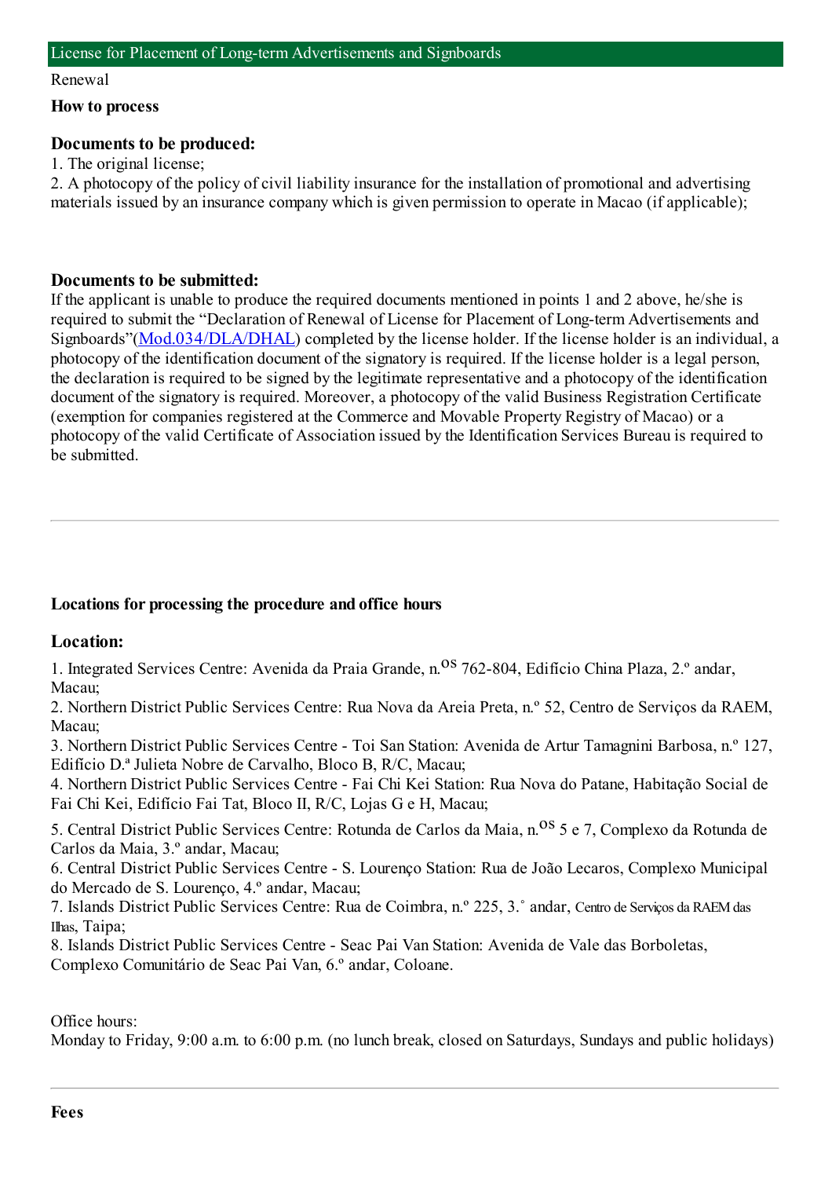## License for Placement of Long-term Advertisements and Signboards

Renewal

### How to process

#### Documents to be produced:

1. The original license;
2. A photocopy of the policy of civil liability insurance for the installation of promotional and advertising materials issued by an insurance company which is given permission to operate in Macao (if applicable);

#### Documents to be submitted:

If the applicant is unable to produce the required documents mentioned in points 1 and 2 above, he/she is required to submit the "Declaration of Renewal of License for Placement of Long-term Advertisements and Signboards"(Mod.034/DLA/DHAL) completed by the license holder. If the license holder is an individual, a photocopy of the identification document of the signatory is required. If the license holder is a legal person, the declaration is required to be signed by the legitimate representative and a photocopy of the identification document of the signatory is required. Moreover, a photocopy of the valid Business Registration Certificate (exemption for companies registered at the Commerce and Movable Property Registry of Macao) or a photocopy of the valid Certificate of Association issued by the Identification Services Bureau is required to be submitted.

---

### Locations for processing the procedure and office hours

#### Location:

1. Integrated Services Centre: Avenida da Praia Grande, n.os 762-804, Edifício China Plaza, 2.º andar, Macau;
2. Northern District Public Services Centre: Rua Nova da Areia Preta, n.º 52, Centro de Serviços da RAEM, Macau;
3. Northern District Public Services Centre - Toi San Station: Avenida de Artur Tamagnini Barbosa, n.º 127, Edifício D.ª Julieta Nobre de Carvalho, Bloco B, R/C, Macau;
4. Northern District Public Services Centre - Fai Chi Kei Station: Rua Nova do Patane, Habitação Social de Fai Chi Kei, Edifício Fai Tat, Bloco II, R/C, Lojas G e H, Macau;
5. Central District Public Services Centre: Rotunda de Carlos da Maia, n.os 5 e 7, Complexo da Rotunda de Carlos da Maia, 3.º andar, Macau;
6. Central District Public Services Centre - S. Lourenço Station: Rua de João Lecaros, Complexo Municipal do Mercado de S. Lourenço, 4.º andar, Macau;
7. Islands District Public Services Centre: Rua de Coimbra, n.º 225, 3.˚ andar, Centro de Serviços da RAEM das Ilhas, Taipa;
8. Islands District Public Services Centre - Seac Pai Van Station: Avenida de Vale das Borboletas, Complexo Comunitário de Seac Pai Van, 6.º andar, Coloane.

Office hours:
Monday to Friday, 9:00 a.m. to 6:00 p.m. (no lunch break, closed on Saturdays, Sundays and public holidays)

---

### Fees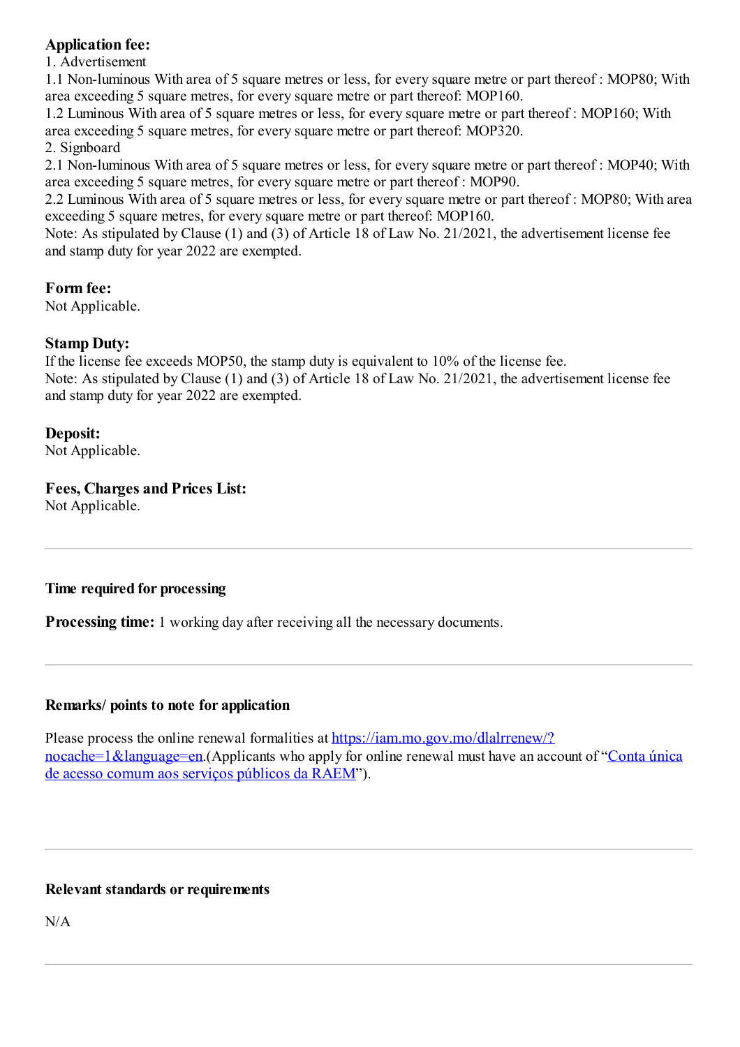**Application fee:**

1. Advertisement

1.1 Non-luminous With area of 5 square metres or less, for every square metre or part thereof : MOP80; With area exceeding 5 square metres, for every square metre or part thereof: MOP160.

1.2 Luminous With area of 5 square metres or less, for every square metre or part thereof : MOP160; With area exceeding 5 square metres, for every square metre or part thereof: MOP320.

2. Signboard

2.1 Non-luminous With area of 5 square metres or less, for every square metre or part thereof : MOP40; With area exceeding 5 square metres, for every square metre or part thereof : MOP90.

2.2 Luminous With area of 5 square metres or less, for every square metre or part thereof : MOP80; With area exceeding 5 square metres, for every square metre or part thereof: MOP160.

Note: As stipulated by Clause (1) and (3) of Article 18 of Law No. 21/2021, the advertisement license fee and stamp duty for year 2022 are exempted.

**Form fee:**

Not Applicable.

**Stamp Duty:**

If the license fee exceeds MOP50, the stamp duty is equivalent to 10% of the license fee.

Note: As stipulated by Clause (1) and (3) of Article 18 of Law No. 21/2021, the advertisement license fee and stamp duty for year 2022 are exempted.

**Deposit:**

Not Applicable.

**Fees, Charges and Prices List:**

Not Applicable.

---

### Time required for processing

**Processing time:** 1 working day after receiving all the necessary documents.

---

### Remarks/ points to note for application

Please process the online renewal formalities at [https://iam.mo.gov.mo/dlalrrenew/?nocache=1&language=en](https://iam.mo.gov.mo/dlalrrenew/?nocache=1&language=en).(Applicants who apply for online renewal must have an account of "Conta única de acesso comum aos serviços públicos da RAEM").

---

### Relevant standards or requirements

N/A

---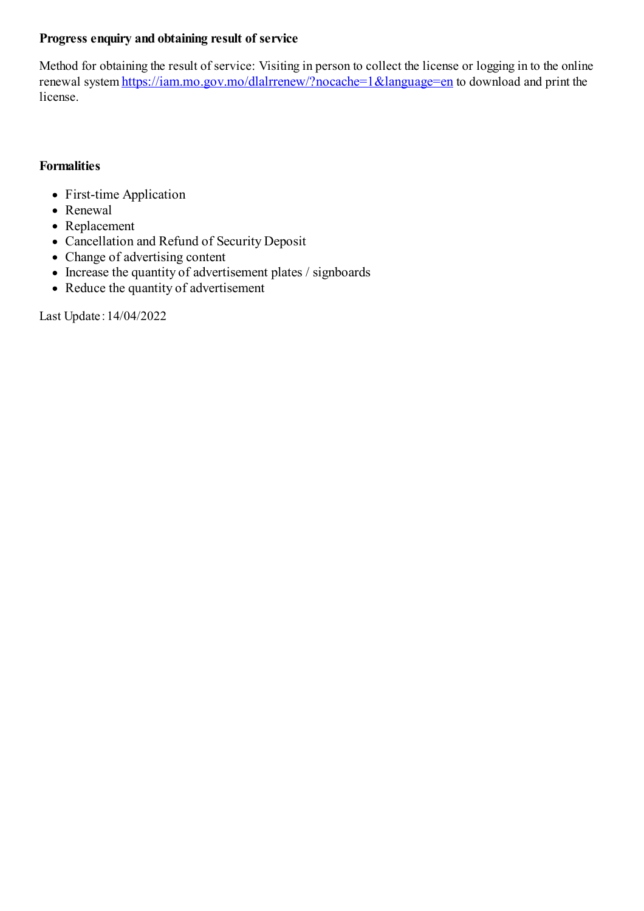### Progress enquiry and obtaining result of service

Method for obtaining the result of service: Visiting in person to collect the license or logging in to the online renewal system [https://iam.mo.gov.mo/dlalrrenew/?nocache=1&language=en](https://iam.mo.gov.mo/dlalrrenew/?nocache=1&language=en) to download and print the license.

### Formalities

- First-time Application
- Renewal
- Replacement
- Cancellation and Refund of Security Deposit
- Change of advertising content
- Increase the quantity of advertisement plates / signboards
- Reduce the quantity of advertisement

Last Update : 14/04/2022